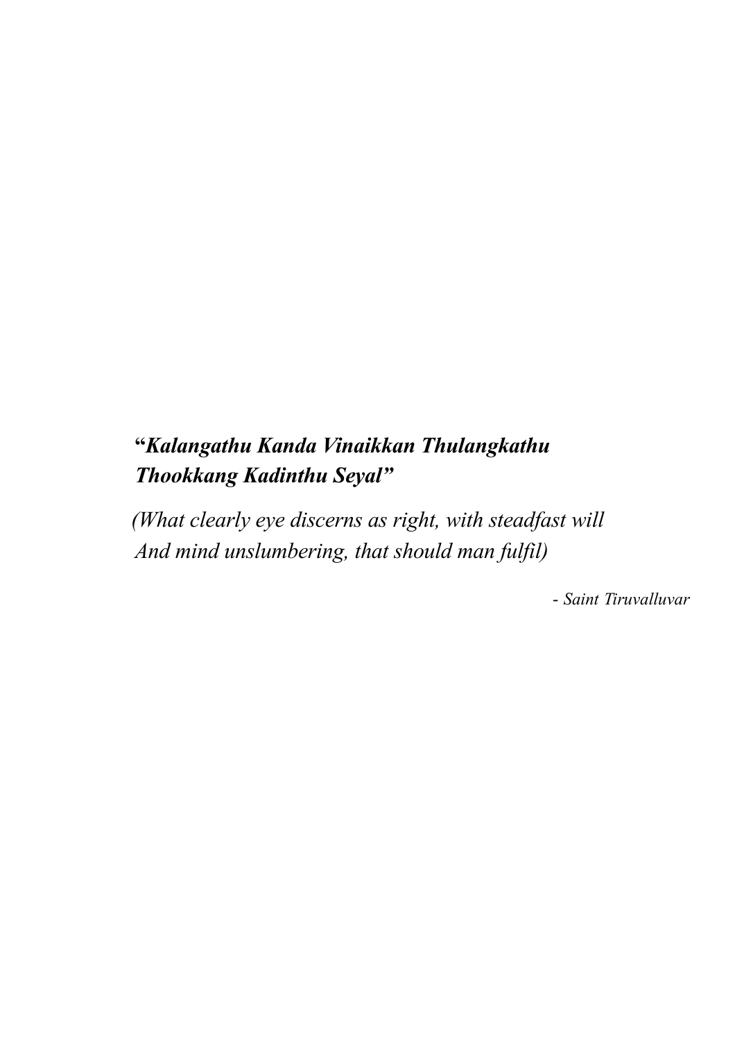***"Kalangathu Kanda Vinaikkan Thulangkathu***
***Thookkang Kadinthu Seyal"***

*(What clearly eye discerns as right, with steadfast will*
*And mind unslumbering, that should man fulfil)*

*- Saint Tiruvalluvar*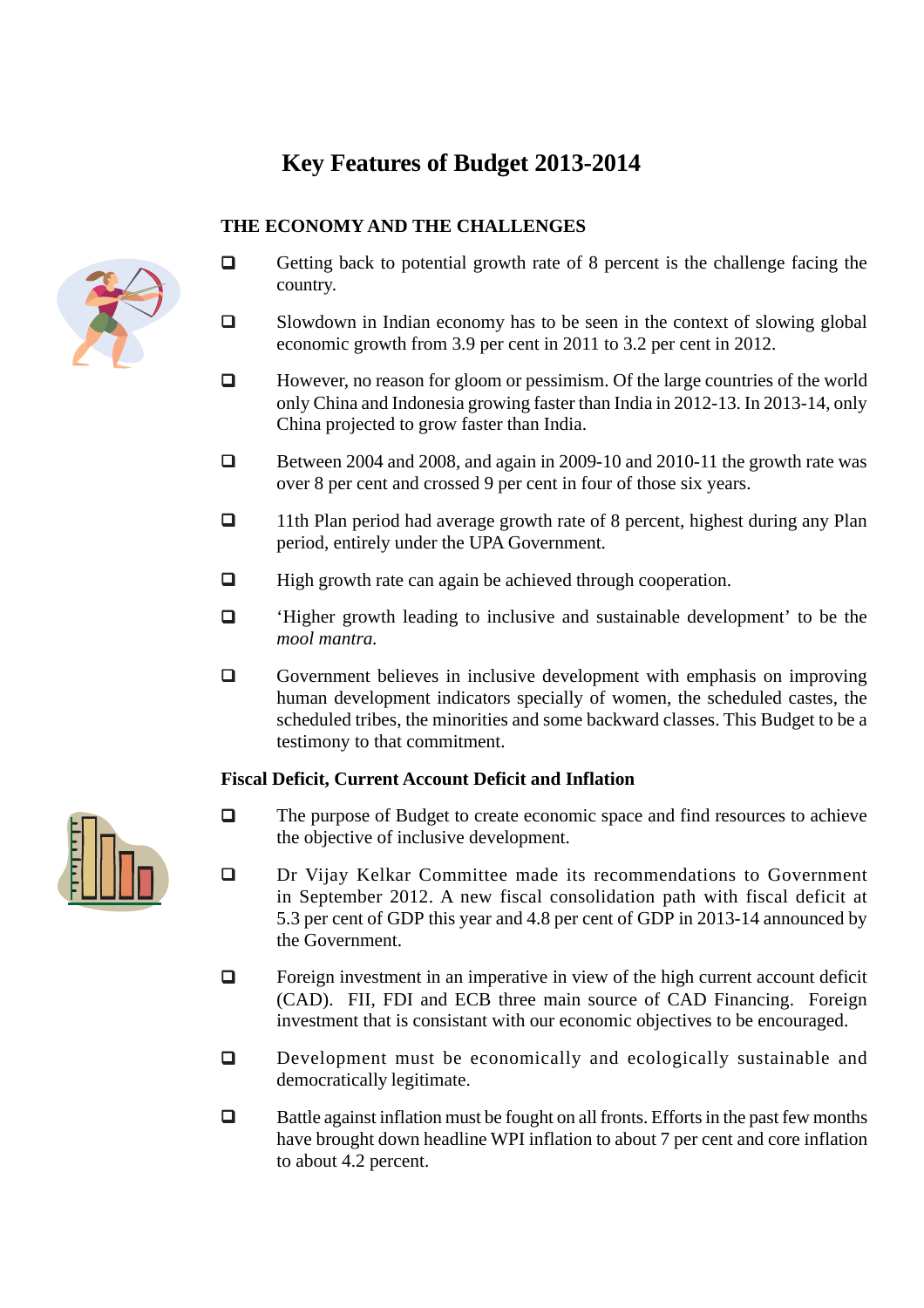# Key Features of Budget 2013-2014

## THE ECONOMY AND THE CHALLENGES

- Getting back to potential growth rate of 8 percent is the challenge facing the country.
- Slowdown in Indian economy has to be seen in the context of slowing global economic growth from 3.9 per cent in 2011 to 3.2 per cent in 2012.
- However, no reason for gloom or pessimism. Of the large countries of the world only China and Indonesia growing faster than India in 2012-13. In 2013-14, only China projected to grow faster than India.
- Between 2004 and 2008, and again in 2009-10 and 2010-11 the growth rate was over 8 per cent and crossed 9 per cent in four of those six years.
- 11th Plan period had average growth rate of 8 percent, highest during any Plan period, entirely under the UPA Government.
- High growth rate can again be achieved through cooperation.
- 'Higher growth leading to inclusive and sustainable development' to be the *mool mantra.*
- Government believes in inclusive development with emphasis on improving human development indicators specially of women, the scheduled castes, the scheduled tribes, the minorities and some backward classes. This Budget to be a testimony to that commitment.

### Fiscal Deficit, Current Account Deficit and Inflation

- The purpose of Budget to create economic space and find resources to achieve the objective of inclusive development.
- Dr Vijay Kelkar Committee made its recommendations to Government in September 2012. A new fiscal consolidation path with fiscal deficit at 5.3 per cent of GDP this year and 4.8 per cent of GDP in 2013-14 announced by the Government.
- Foreign investment in an imperative in view of the high current account deficit (CAD). FII, FDI and ECB three main source of CAD Financing. Foreign investment that is consistant with our economic objectives to be encouraged.
- Development must be economically and ecologically sustainable and democratically legitimate.
- Battle against inflation must be fought on all fronts. Efforts in the past few months have brought down headline WPI inflation to about 7 per cent and core inflation to about 4.2 percent.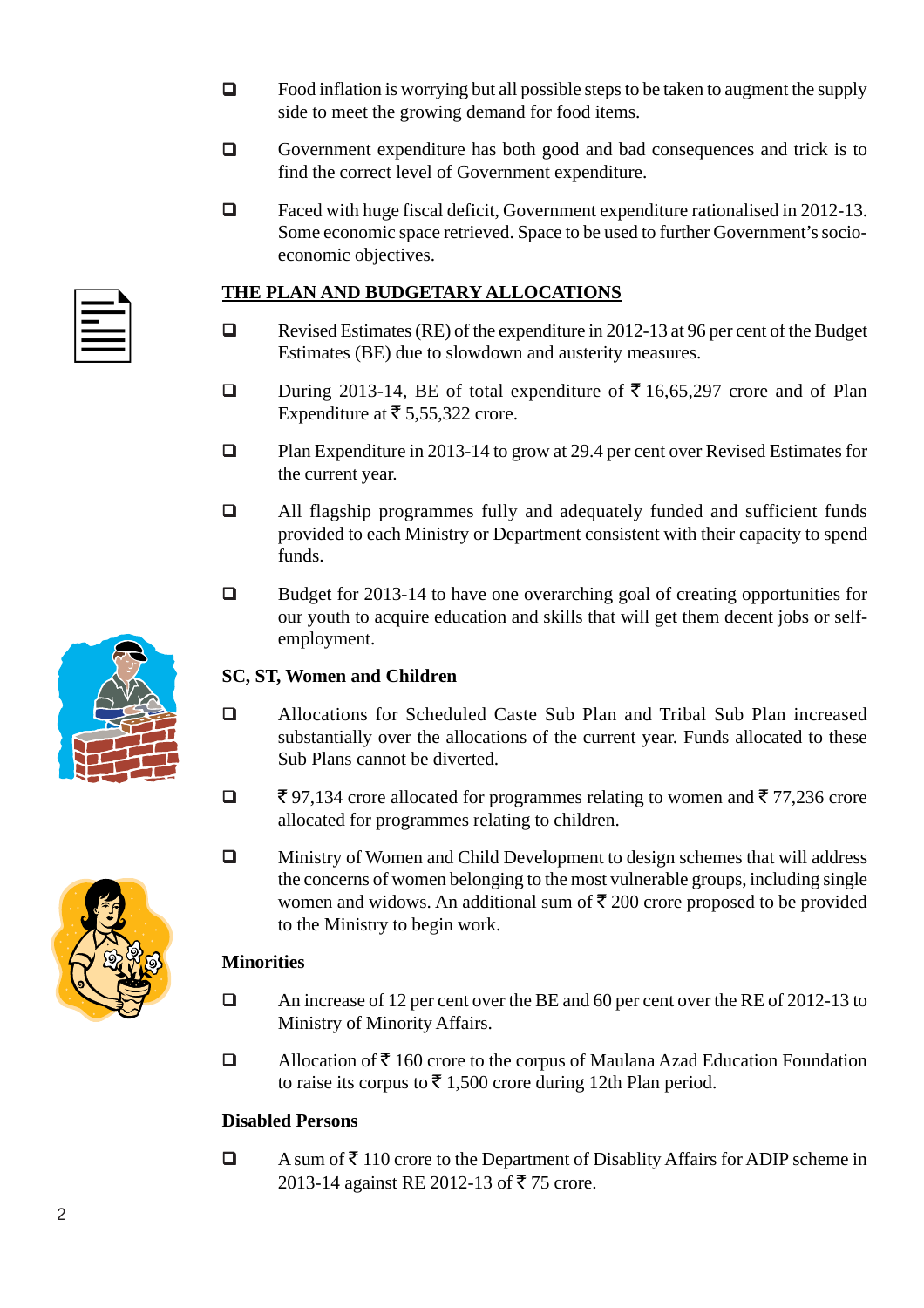- Food inflation is worrying but all possible steps to be taken to augment the supply side to meet the growing demand for food items.

- Government expenditure has both good and bad consequences and trick is to find the correct level of Government expenditure.

- Faced with huge fiscal deficit, Government expenditure rationalised in 2012-13. Some economic space retrieved. Space to be used to further Government's socio-economic objectives.

## THE PLAN AND BUDGETARY ALLOCATIONS

- Revised Estimates (RE) of the expenditure in 2012-13 at 96 per cent of the Budget Estimates (BE) due to slowdown and austerity measures.

- During 2013-14, BE of total expenditure of ₹ 16,65,297 crore and of Plan Expenditure at ₹ 5,55,322 crore.

- Plan Expenditure in 2013-14 to grow at 29.4 per cent over Revised Estimates for the current year.

- All flagship programmes fully and adequately funded and sufficient funds provided to each Ministry or Department consistent with their capacity to spend funds.

- Budget for 2013-14 to have one overarching goal of creating opportunities for our youth to acquire education and skills that will get them decent jobs or self-employment.

### SC, ST, Women and Children

- Allocations for Scheduled Caste Sub Plan and Tribal Sub Plan increased substantially over the allocations of the current year. Funds allocated to these Sub Plans cannot be diverted.

- ₹ 97,134 crore allocated for programmes relating to women and ₹ 77,236 crore allocated for programmes relating to children.

- Ministry of Women and Child Development to design schemes that will address the concerns of women belonging to the most vulnerable groups, including single women and widows. An additional sum of ₹ 200 crore proposed to be provided to the Ministry to begin work.

### Minorities

- An increase of 12 per cent over the BE and 60 per cent over the RE of 2012-13 to Ministry of Minority Affairs.

- Allocation of ₹ 160 crore to the corpus of Maulana Azad Education Foundation to raise its corpus to ₹ 1,500 crore during 12th Plan period.

### Disabled Persons

- A sum of ₹ 110 crore to the Department of Disablity Affairs for ADIP scheme in 2013-14 against RE 2012-13 of ₹ 75 crore.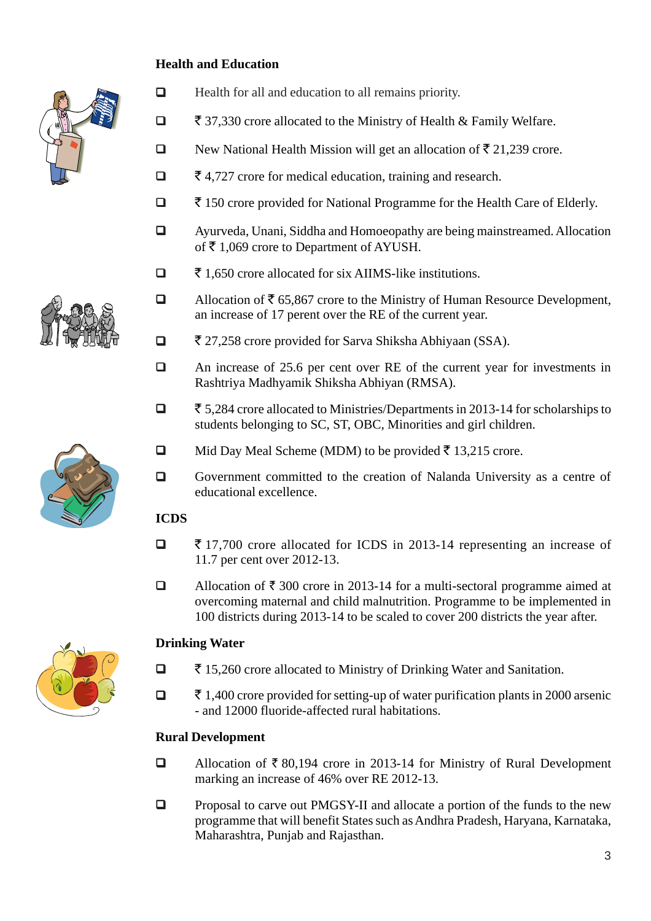## Health and Education

- Health for all and education to all remains priority.
- ₹ 37,330 crore allocated to the Ministry of Health & Family Welfare.
- New National Health Mission will get an allocation of ₹ 21,239 crore.
- ₹ 4,727 crore for medical education, training and research.
- ₹ 150 crore provided for National Programme for the Health Care of Elderly.
- Ayurveda, Unani, Siddha and Homoeopathy are being mainstreamed. Allocation of ₹ 1,069 crore to Department of AYUSH.
- ₹ 1,650 crore allocated for six AIIMS-like institutions.
- Allocation of ₹ 65,867 crore to the Ministry of Human Resource Development, an increase of 17 perent over the RE of the current year.
- ₹ 27,258 crore provided for Sarva Shiksha Abhiyaan (SSA).
- An increase of 25.6 per cent over RE of the current year for investments in Rashtriya Madhyamik Shiksha Abhiyan (RMSA).
- ₹ 5,284 crore allocated to Ministries/Departments in 2013-14 for scholarships to students belonging to SC, ST, OBC, Minorities and girl children.
- Mid Day Meal Scheme (MDM) to be provided ₹ 13,215 crore.
- Government committed to the creation of Nalanda University as a centre of educational excellence.

## ICDS

- ₹ 17,700 crore allocated for ICDS in 2013-14 representing an increase of 11.7 per cent over 2012-13.
- Allocation of ₹ 300 crore in 2013-14 for a multi-sectoral programme aimed at overcoming maternal and child malnutrition. Programme to be implemented in 100 districts during 2013-14 to be scaled to cover 200 districts the year after.

## Drinking Water

- ₹ 15,260 crore allocated to Ministry of Drinking Water and Sanitation.
- ₹ 1,400 crore provided for setting-up of water purification plants in 2000 arsenic - and 12000 fluoride-affected rural habitations.

## Rural Development

- Allocation of ₹ 80,194 crore in 2013-14 for Ministry of Rural Development marking an increase of 46% over RE 2012-13.
- Proposal to carve out PMGSY-II and allocate a portion of the funds to the new programme that will benefit States such as Andhra Pradesh, Haryana, Karnataka, Maharashtra, Punjab and Rajasthan.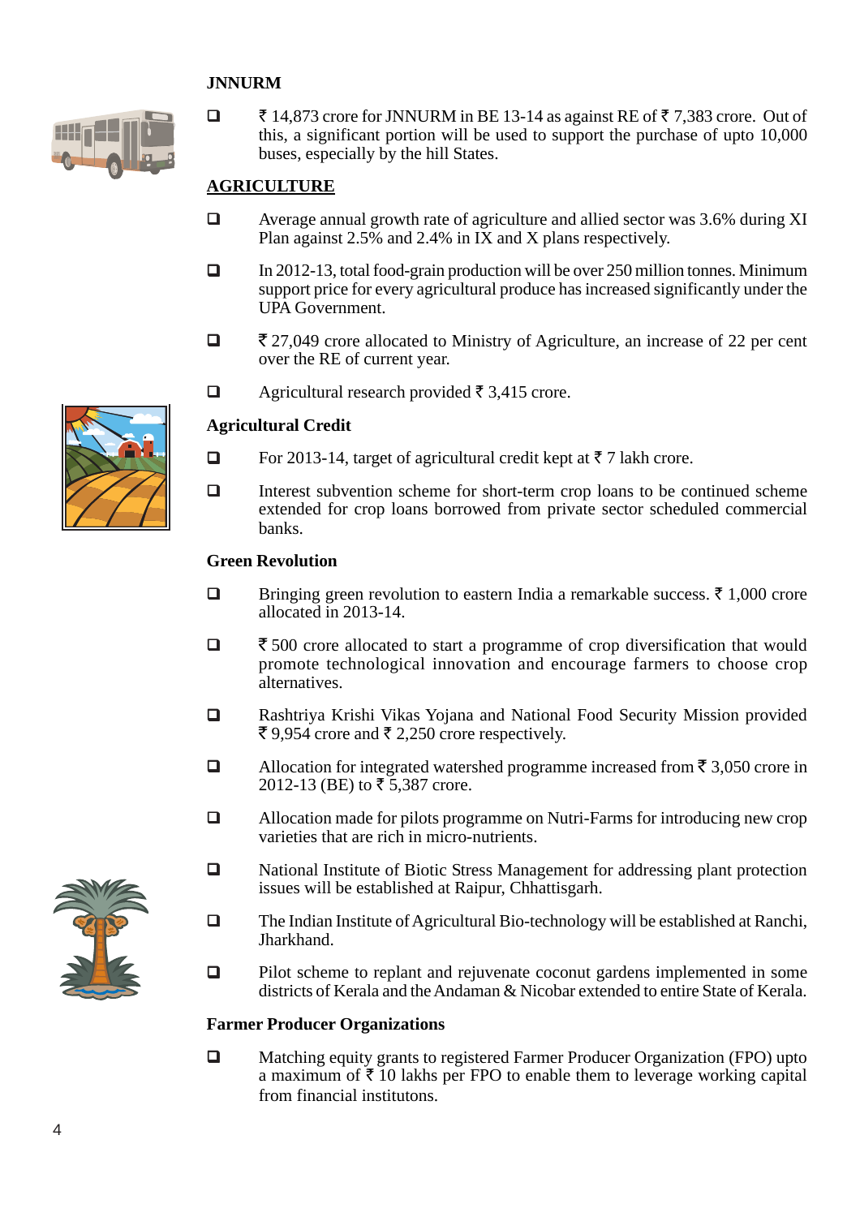## JNNURM

- ₹ 14,873 crore for JNNURM in BE 13-14 as against RE of ₹ 7,383 crore. Out of this, a significant portion will be used to support the purchase of upto 10,000 buses, especially by the hill States.

## AGRICULTURE

- Average annual growth rate of agriculture and allied sector was 3.6% during XI Plan against 2.5% and 2.4% in IX and X plans respectively.
- In 2012-13, total food-grain production will be over 250 million tonnes. Minimum support price for every agricultural produce has increased significantly under the UPA Government.
- ₹ 27,049 crore allocated to Ministry of Agriculture, an increase of 22 per cent over the RE of current year.
- Agricultural research provided ₹ 3,415 crore.

### Agricultural Credit

- For 2013-14, target of agricultural credit kept at ₹ 7 lakh crore.
- Interest subvention scheme for short-term crop loans to be continued scheme extended for crop loans borrowed from private sector scheduled commercial banks.

### Green Revolution

- Bringing green revolution to eastern India a remarkable success. ₹ 1,000 crore allocated in 2013-14.
- ₹ 500 crore allocated to start a programme of crop diversification that would promote technological innovation and encourage farmers to choose crop alternatives.
- Rashtriya Krishi Vikas Yojana and National Food Security Mission provided ₹ 9,954 crore and ₹ 2,250 crore respectively.
- Allocation for integrated watershed programme increased from ₹ 3,050 crore in 2012-13 (BE) to ₹ 5,387 crore.
- Allocation made for pilots programme on Nutri-Farms for introducing new crop varieties that are rich in micro-nutrients.
- National Institute of Biotic Stress Management for addressing plant protection issues will be established at Raipur, Chhattisgarh.
- The Indian Institute of Agricultural Bio-technology will be established at Ranchi, Jharkhand.
- Pilot scheme to replant and rejuvenate coconut gardens implemented in some districts of Kerala and the Andaman & Nicobar extended to entire State of Kerala.

### Farmer Producer Organizations

- Matching equity grants to registered Farmer Producer Organization (FPO) upto a maximum of ₹ 10 lakhs per FPO to enable them to leverage working capital from financial institutons.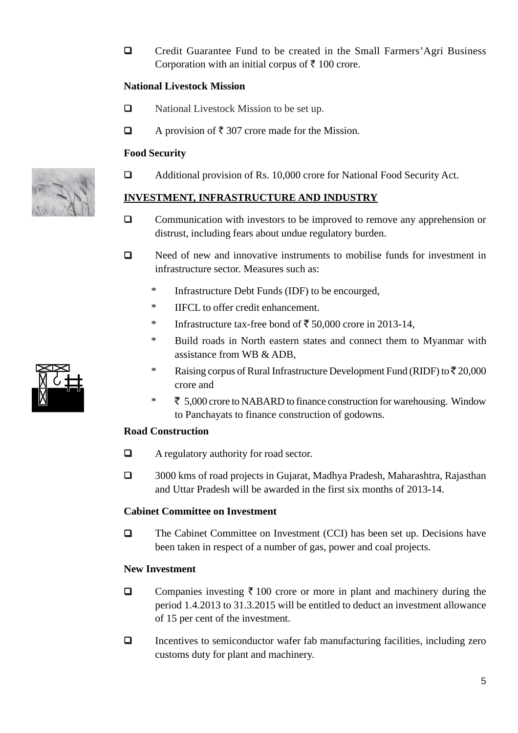- Credit Guarantee Fund to be created in the Small Farmers'Agri Business Corporation with an initial corpus of ₹ 100 crore.

**National Livestock Mission**

- National Livestock Mission to be set up.
- A provision of ₹ 307 crore made for the Mission.

**Food Security**

- Additional provision of Rs. 10,000 crore for National Food Security Act.

**INVESTMENT, INFRASTRUCTURE AND INDUSTRY**

- Communication with investors to be improved to remove any apprehension or distrust, including fears about undue regulatory burden.
- Need of new and innovative instruments to mobilise funds for investment in infrastructure sector. Measures such as:
    - Infrastructure Debt Funds (IDF) to be encourged,
    - IIFCL to offer credit enhancement.
    - Infrastructure tax-free bond of ₹ 50,000 crore in 2013-14,
    - Build roads in North eastern states and connect them to Myanmar with assistance from WB & ADB,
    - Raising corpus of Rural Infrastructure Development Fund (RIDF) to ₹ 20,000 crore and
    - ₹ 5,000 crore to NABARD to finance construction for warehousing. Window to Panchayats to finance construction of godowns.

**Road Construction**

- A regulatory authority for road sector.
- 3000 kms of road projects in Gujarat, Madhya Pradesh, Maharashtra, Rajasthan and Uttar Pradesh will be awarded in the first six months of 2013-14.

**Cabinet Committee on Investment**

- The Cabinet Committee on Investment (CCI) has been set up. Decisions have been taken in respect of a number of gas, power and coal projects.

**New Investment**

- Companies investing ₹ 100 crore or more in plant and machinery during the period 1.4.2013 to 31.3.2015 will be entitled to deduct an investment allowance of 15 per cent of the investment.
- Incentives to semiconductor wafer fab manufacturing facilities, including zero customs duty for plant and machinery.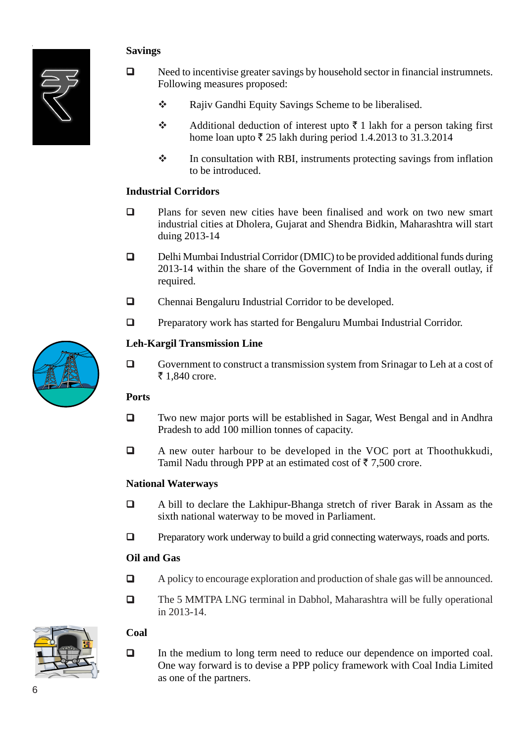## Savings

- Need to incentivise greater savings by household sector in financial instrumnets. Following measures proposed:
  - Rajiv Gandhi Equity Savings Scheme to be liberalised.
  - Additional deduction of interest upto ₹ 1 lakh for a person taking first home loan upto ₹ 25 lakh during period 1.4.2013 to 31.3.2014
  - In consultation with RBI, instruments protecting savings from inflation to be introduced.

## Industrial Corridors

- Plans for seven new cities have been finalised and work on two new smart industrial cities at Dholera, Gujarat and Shendra Bidkin, Maharashtra will start duing 2013-14
- Delhi Mumbai Industrial Corridor (DMIC) to be provided additional funds during 2013-14 within the share of the Government of India in the overall outlay, if required.
- Chennai Bengaluru Industrial Corridor to be developed.
- Preparatory work has started for Bengaluru Mumbai Industrial Corridor.

## Leh-Kargil Transmission Line

- Government to construct a transmission system from Srinagar to Leh at a cost of ₹ 1,840 crore.

## Ports

- Two new major ports will be established in Sagar, West Bengal and in Andhra Pradesh to add 100 million tonnes of capacity.
- A new outer harbour to be developed in the VOC port at Thoothukkudi, Tamil Nadu through PPP at an estimated cost of ₹ 7,500 crore.

## National Waterways

- A bill to declare the Lakhipur-Bhanga stretch of river Barak in Assam as the sixth national waterway to be moved in Parliament.
- Preparatory work underway to build a grid connecting waterways, roads and ports.

## Oil and Gas

- A policy to encourage exploration and production of shale gas will be announced.
- The 5 MMTPA LNG terminal in Dabhol, Maharashtra will be fully operational in 2013-14.

## Coal

- In the medium to long term need to reduce our dependence on imported coal. One way forward is to devise a PPP policy framework with Coal India Limited as one of the partners.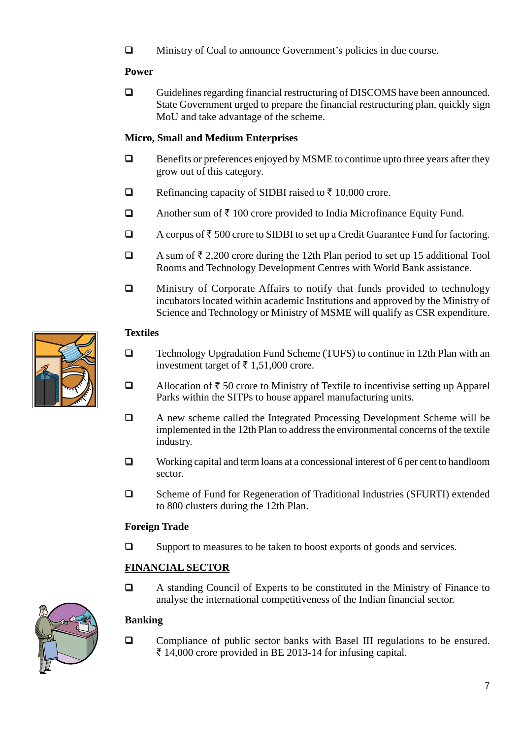- Ministry of Coal to announce Government's policies in due course.

**Power**

- Guidelines regarding financial restructuring of DISCOMS have been announced. State Government urged to prepare the financial restructuring plan, quickly sign MoU and take advantage of the scheme.

**Micro, Small and Medium Enterprises**

- Benefits or preferences enjoyed by MSME to continue upto three years after they grow out of this category.
- Refinancing capacity of SIDBI raised to ₹ 10,000 crore.
- Another sum of ₹ 100 crore provided to India Microfinance Equity Fund.
- A corpus of ₹ 500 crore to SIDBI to set up a Credit Guarantee Fund for factoring.
- A sum of ₹ 2,200 crore during the 12th Plan period to set up 15 additional Tool Rooms and Technology Development Centres with World Bank assistance.
- Ministry of Corporate Affairs to notify that funds provided to technology incubators located within academic Institutions and approved by the Ministry of Science and Technology or Ministry of MSME will qualify as CSR expenditure.

**Textiles**

- Technology Upgradation Fund Scheme (TUFS) to continue in 12th Plan with an investment target of ₹ 1,51,000 crore.
- Allocation of ₹ 50 crore to Ministry of Textile to incentivise setting up Apparel Parks within the SITPs to house apparel manufacturing units.
- A new scheme called the Integrated Processing Development Scheme will be implemented in the 12th Plan to address the environmental concerns of the textile industry.
- Working capital and term loans at a concessional interest of 6 per cent to handloom sector.
- Scheme of Fund for Regeneration of Traditional Industries (SFURTI) extended to 800 clusters during the 12th Plan.

**Foreign Trade**

- Support to measures to be taken to boost exports of goods and services.

**<u>FINANCIAL SECTOR</u>**

- A standing Council of Experts to be constituted in the Ministry of Finance to analyse the international competitiveness of the Indian financial sector.

**Banking**

- Compliance of public sector banks with Basel III regulations to be ensured. ₹ 14,000 crore provided in BE 2013-14 for infusing capital.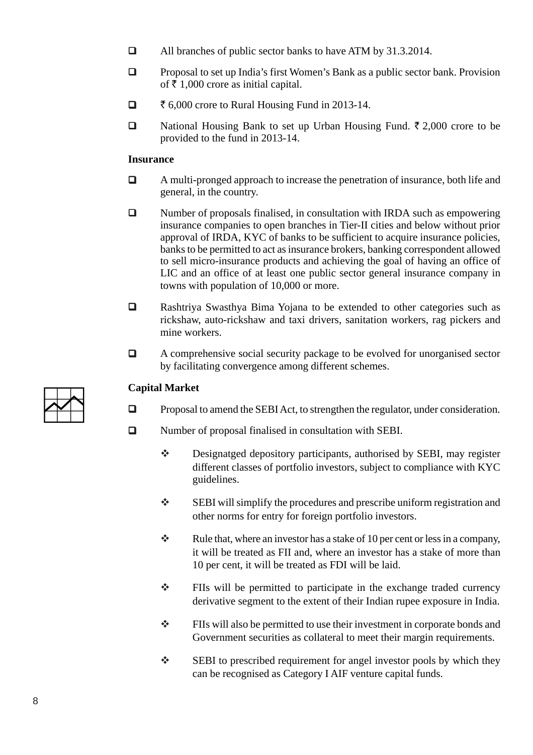- All branches of public sector banks to have ATM by 31.3.2014.
- Proposal to set up India's first Women's Bank as a public sector bank. Provision of ₹ 1,000 crore as initial capital.
- ₹ 6,000 crore to Rural Housing Fund in 2013-14.
- National Housing Bank to set up Urban Housing Fund. ₹ 2,000 crore to be provided to the fund in 2013-14.

**Insurance**

- A multi-pronged approach to increase the penetration of insurance, both life and general, in the country.
- Number of proposals finalised, in consultation with IRDA such as empowering insurance companies to open branches in Tier-II cities and below without prior approval of IRDA, KYC of banks to be sufficient to acquire insurance policies, banks to be permitted to act as insurance brokers, banking correspondent allowed to sell micro-insurance products and achieving the goal of having an office of LIC and an office of at least one public sector general insurance company in towns with population of 10,000 or more.
- Rashtriya Swasthya Bima Yojana to be extended to other categories such as rickshaw, auto-rickshaw and taxi drivers, sanitation workers, rag pickers and mine workers.
- A comprehensive social security package to be evolved for unorganised sector by facilitating convergence among different schemes.

**Capital Market**

- Proposal to amend the SEBI Act, to strengthen the regulator, under consideration.
- Number of proposal finalised in consultation with SEBI.
  - Designatged depository participants, authorised by SEBI, may register different classes of portfolio investors, subject to compliance with KYC guidelines.
  - SEBI will simplify the procedures and prescribe uniform registration and other norms for entry for foreign portfolio investors.
  - Rule that, where an investor has a stake of 10 per cent or less in a company, it will be treated as FII and, where an investor has a stake of more than 10 per cent, it will be treated as FDI will be laid.
  - FIIs will be permitted to participate in the exchange traded currency derivative segment to the extent of their Indian rupee exposure in India.
  - FIIs will also be permitted to use their investment in corporate bonds and Government securities as collateral to meet their margin requirements.
  - SEBI to prescribed requirement for angel investor pools by which they can be recognised as Category I AIF venture capital funds.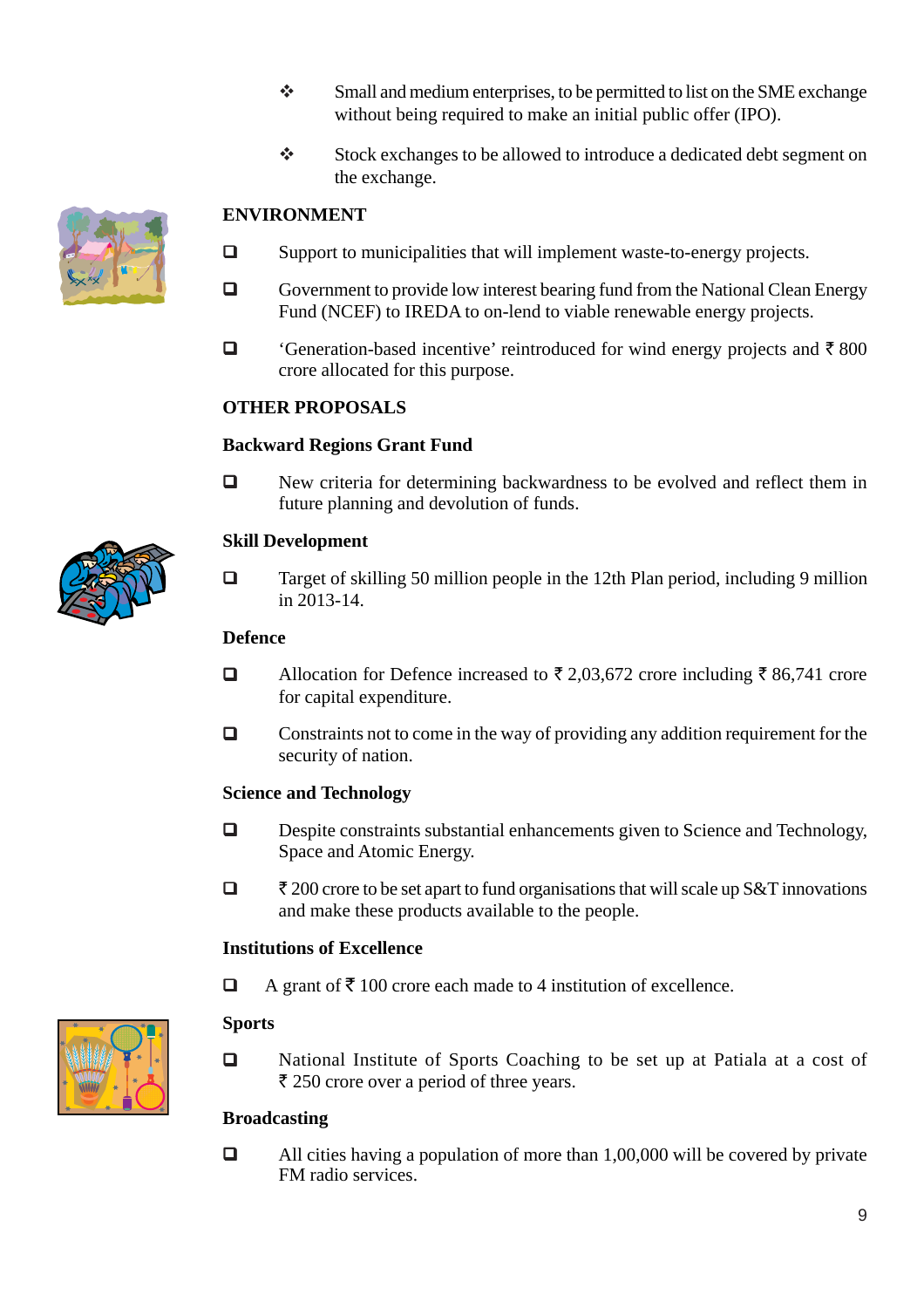- Small and medium enterprises, to be permitted to list on the SME exchange without being required to make an initial public offer (IPO).
- Stock exchanges to be allowed to introduce a dedicated debt segment on the exchange.

## ENVIRONMENT

- Support to municipalities that will implement waste-to-energy projects.
- Government to provide low interest bearing fund from the National Clean Energy Fund (NCEF) to IREDA to on-lend to viable renewable energy projects.
- 'Generation-based incentive' reintroduced for wind energy projects and ₹ 800 crore allocated for this purpose.

## OTHER PROPOSALS

### Backward Regions Grant Fund

- New criteria for determining backwardness to be evolved and reflect them in future planning and devolution of funds.

### Skill Development

- Target of skilling 50 million people in the 12th Plan period, including 9 million in 2013-14.

### Defence

- Allocation for Defence increased to ₹ 2,03,672 crore including ₹ 86,741 crore for capital expenditure.
- Constraints not to come in the way of providing any addition requirement for the security of nation.

### Science and Technology

- Despite constraints substantial enhancements given to Science and Technology, Space and Atomic Energy.
- ₹ 200 crore to be set apart to fund organisations that will scale up S&T innovations and make these products available to the people.

### Institutions of Excellence

- A grant of ₹ 100 crore each made to 4 institution of excellence.

### Sports

- National Institute of Sports Coaching to be set up at Patiala at a cost of ₹ 250 crore over a period of three years.

### Broadcasting

- All cities having a population of more than 1,00,000 will be covered by private FM radio services.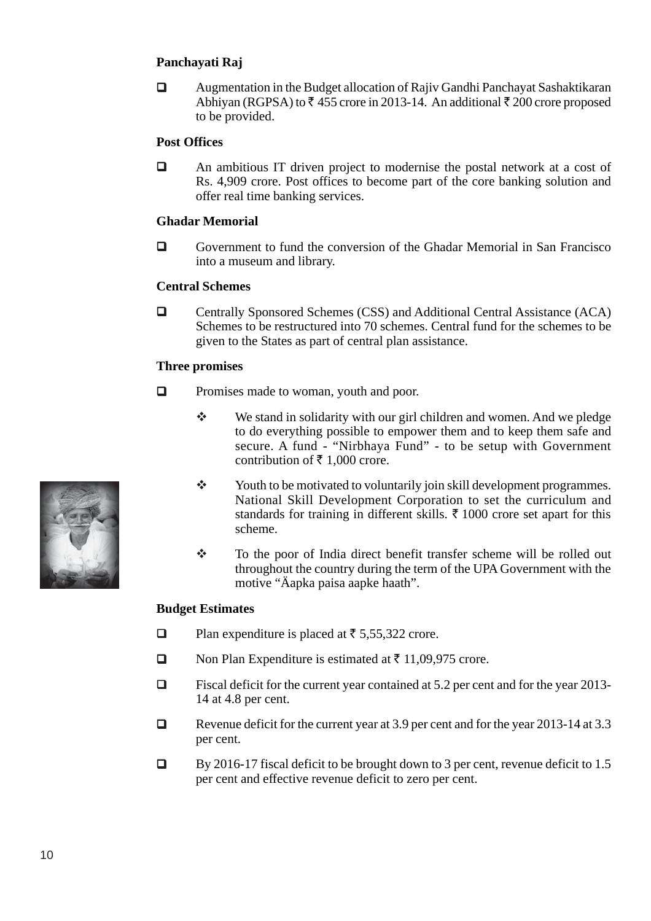### Panchayati Raj

- Augmentation in the Budget allocation of Rajiv Gandhi Panchayat Sashaktikaran Abhiyan (RGPSA) to ₹ 455 crore in 2013-14. An additional ₹ 200 crore proposed to be provided.

### Post Offices

- An ambitious IT driven project to modernise the postal network at a cost of Rs. 4,909 crore. Post offices to become part of the core banking solution and offer real time banking services.

### Ghadar Memorial

- Government to fund the conversion of the Ghadar Memorial in San Francisco into a museum and library.

### Central Schemes

- Centrally Sponsored Schemes (CSS) and Additional Central Assistance (ACA) Schemes to be restructured into 70 schemes. Central fund for the schemes to be given to the States as part of central plan assistance.

### Three promises

- Promises made to woman, youth and poor.
  - We stand in solidarity with our girl children and women. And we pledge to do everything possible to empower them and to keep them safe and secure. A fund - "Nirbhaya Fund" - to be setup with Government contribution of ₹ 1,000 crore.
  - Youth to be motivated to voluntarily join skill development programmes. National Skill Development Corporation to set the curriculum and standards for training in different skills. ₹ 1000 crore set apart for this scheme.
  - To the poor of India direct benefit transfer scheme will be rolled out throughout the country during the term of the UPA Government with the motive "Äapka paisa aapke haath".

### Budget Estimates

- Plan expenditure is placed at ₹ 5,55,322 crore.
- Non Plan Expenditure is estimated at ₹ 11,09,975 crore.
- Fiscal deficit for the current year contained at 5.2 per cent and for the year 2013-14 at 4.8 per cent.
- Revenue deficit for the current year at 3.9 per cent and for the year 2013-14 at 3.3 per cent.
- By 2016-17 fiscal deficit to be brought down to 3 per cent, revenue deficit to 1.5 per cent and effective revenue deficit to zero per cent.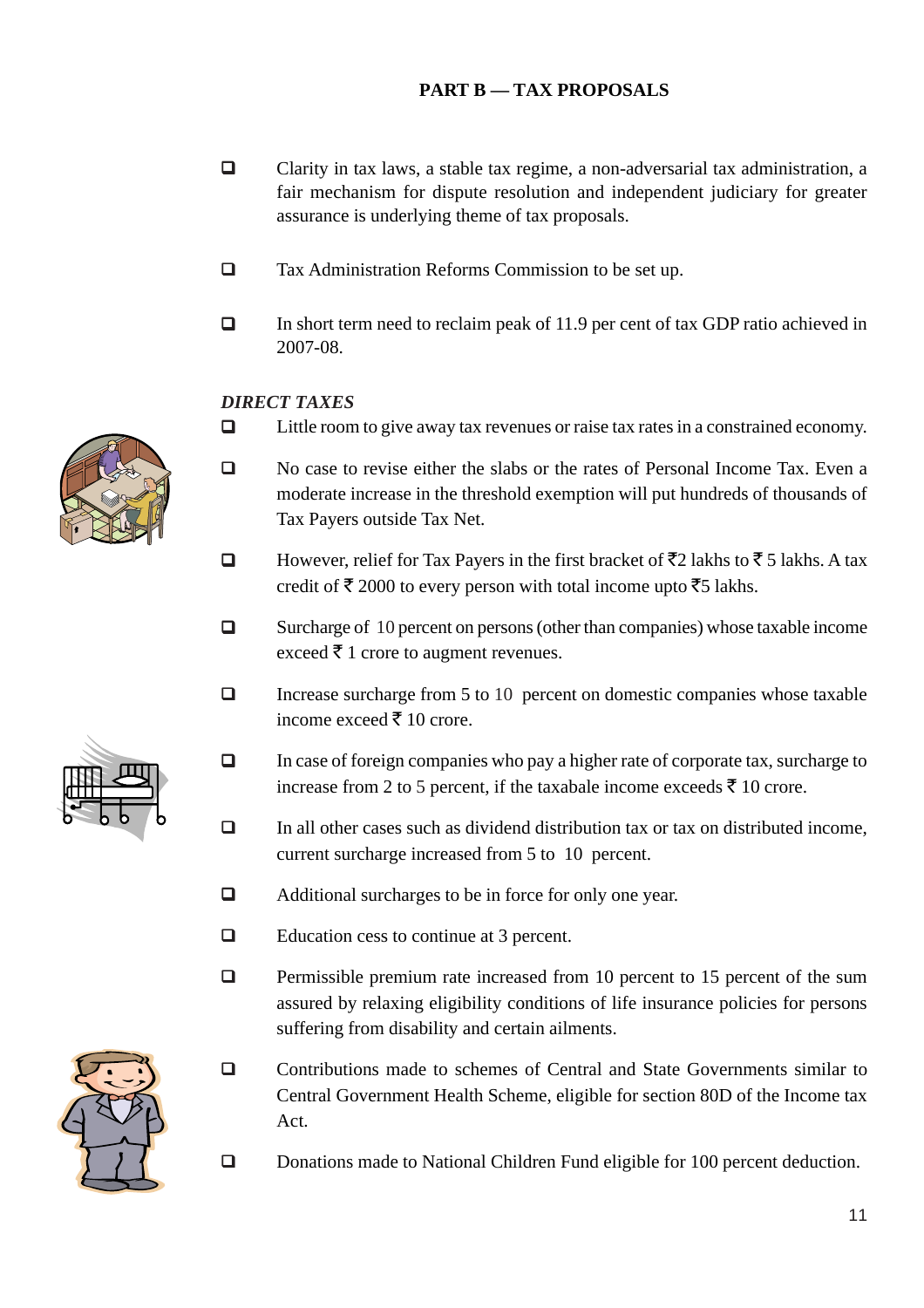## PART B — TAX PROPOSALS

- Clarity in tax laws, a stable tax regime, a non-adversarial tax administration, a fair mechanism for dispute resolution and independent judiciary for greater assurance is underlying theme of tax proposals.
- Tax Administration Reforms Commission to be set up.
- In short term need to reclaim peak of 11.9 per cent of tax GDP ratio achieved in 2007-08.

### *DIRECT TAXES*

- Little room to give away tax revenues or raise tax rates in a constrained economy.
- No case to revise either the slabs or the rates of Personal Income Tax. Even a moderate increase in the threshold exemption will put hundreds of thousands of Tax Payers outside Tax Net.
- However, relief for Tax Payers in the first bracket of ₹2 lakhs to ₹ 5 lakhs. A tax credit of ₹ 2000 to every person with total income upto ₹5 lakhs.
- Surcharge of 10 percent on persons (other than companies) whose taxable income exceed ₹ 1 crore to augment revenues.
- Increase surcharge from 5 to 10 percent on domestic companies whose taxable income exceed ₹ 10 crore.
- In case of foreign companies who pay a higher rate of corporate tax, surcharge to increase from 2 to 5 percent, if the taxable income exceeds ₹ 10 crore.
- In all other cases such as dividend distribution tax or tax on distributed income, current surcharge increased from 5 to 10 percent.
- Additional surcharges to be in force for only one year.
- Education cess to continue at 3 percent.
- Permissible premium rate increased from 10 percent to 15 percent of the sum assured by relaxing eligibility conditions of life insurance policies for persons suffering from disability and certain ailments.
- Contributions made to schemes of Central and State Governments similar to Central Government Health Scheme, eligible for section 80D of the Income tax Act.
- Donations made to National Children Fund eligible for 100 percent deduction.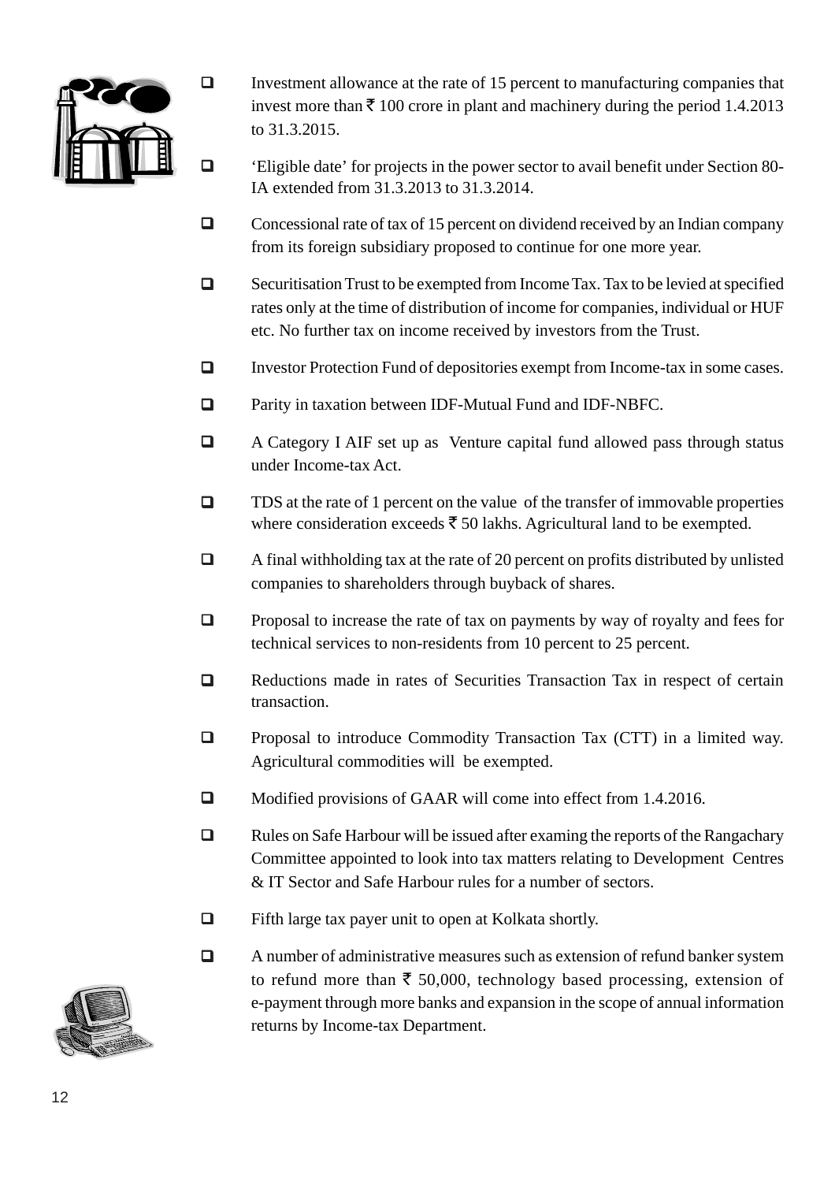- Investment allowance at the rate of 15 percent to manufacturing companies that invest more than ₹ 100 crore in plant and machinery during the period 1.4.2013 to 31.3.2015.
- 'Eligible date' for projects in the power sector to avail benefit under Section 80-IA extended from 31.3.2013 to 31.3.2014.
- Concessional rate of tax of 15 percent on dividend received by an Indian company from its foreign subsidiary proposed to continue for one more year.
- Securitisation Trust to be exempted from Income Tax. Tax to be levied at specified rates only at the time of distribution of income for companies, individual or HUF etc. No further tax on income received by investors from the Trust.
- Investor Protection Fund of depositories exempt from Income-tax in some cases.
- Parity in taxation between IDF-Mutual Fund and IDF-NBFC.
- A Category I AIF set up as Venture capital fund allowed pass through status under Income-tax Act.
- TDS at the rate of 1 percent on the value of the transfer of immovable properties where consideration exceeds ₹ 50 lakhs. Agricultural land to be exempted.
- A final withholding tax at the rate of 20 percent on profits distributed by unlisted companies to shareholders through buyback of shares.
- Proposal to increase the rate of tax on payments by way of royalty and fees for technical services to non-residents from 10 percent to 25 percent.
- Reductions made in rates of Securities Transaction Tax in respect of certain transaction.
- Proposal to introduce Commodity Transaction Tax (CTT) in a limited way. Agricultural commodities will be exempted.
- Modified provisions of GAAR will come into effect from 1.4.2016.
- Rules on Safe Harbour will be issued after examing the reports of the Rangachary Committee appointed to look into tax matters relating to Development Centres & IT Sector and Safe Harbour rules for a number of sectors.
- Fifth large tax payer unit to open at Kolkata shortly.
- A number of administrative measures such as extension of refund banker system to refund more than ₹ 50,000, technology based processing, extension of e-payment through more banks and expansion in the scope of annual information returns by Income-tax Department.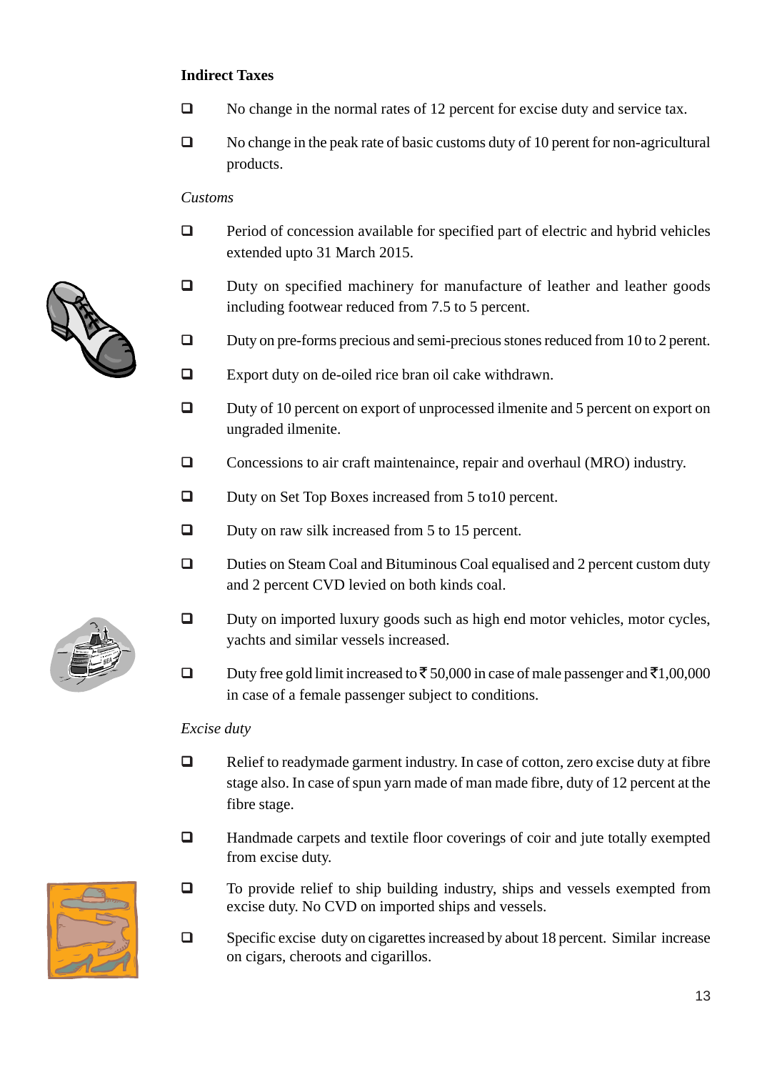**Indirect Taxes**

- No change in the normal rates of 12 percent for excise duty and service tax.
- No change in the peak rate of basic customs duty of 10 perent for non-agricultural products.

*Customs*

- Period of concession available for specified part of electric and hybrid vehicles extended upto 31 March 2015.
- Duty on specified machinery for manufacture of leather and leather goods including footwear reduced from 7.5 to 5 percent.
- Duty on pre-forms precious and semi-precious stones reduced from 10 to 2 perent.
- Export duty on de-oiled rice bran oil cake withdrawn.
- Duty of 10 percent on export of unprocessed ilmenite and 5 percent on export on ungraded ilmenite.
- Concessions to air craft maintenaince, repair and overhaul (MRO) industry.
- Duty on Set Top Boxes increased from 5 to10 percent.
- Duty on raw silk increased from 5 to 15 percent.
- Duties on Steam Coal and Bituminous Coal equalised and 2 percent custom duty and 2 percent CVD levied on both kinds coal.
- Duty on imported luxury goods such as high end motor vehicles, motor cycles, yachts and similar vessels increased.
- Duty free gold limit increased to ₹ 50,000 in case of male passenger and ₹1,00,000 in case of a female passenger subject to conditions.

*Excise duty*

- Relief to readymade garment industry. In case of cotton, zero excise duty at fibre stage also. In case of spun yarn made of man made fibre, duty of 12 percent at the fibre stage.
- Handmade carpets and textile floor coverings of coir and jute totally exempted from excise duty.
- To provide relief to ship building industry, ships and vessels exempted from excise duty. No CVD on imported ships and vessels.
- Specific excise duty on cigarettes increased by about 18 percent. Similar increase on cigars, cheroots and cigarillos.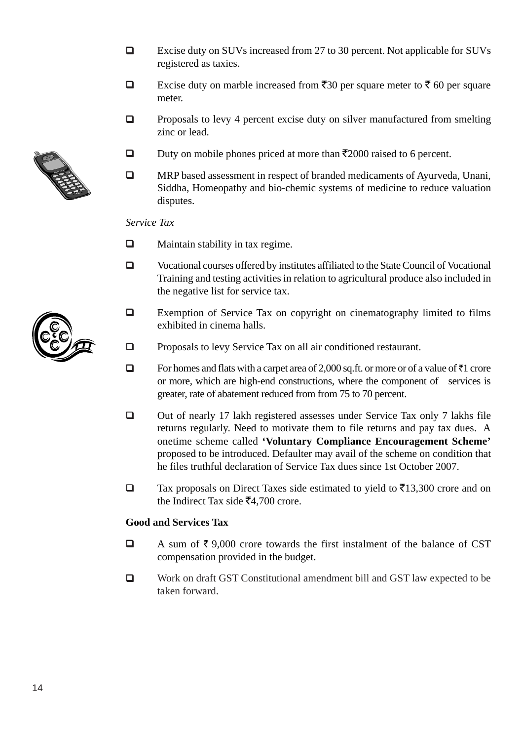- Excise duty on SUVs increased from 27 to 30 percent. Not applicable for SUVs registered as taxies.
- Excise duty on marble increased from ₹30 per square meter to ₹ 60 per square meter.
- Proposals to levy 4 percent excise duty on silver manufactured from smelting zinc or lead.
- Duty on mobile phones priced at more than ₹2000 raised to 6 percent.
- MRP based assessment in respect of branded medicaments of Ayurveda, Unani, Siddha, Homeopathy and bio-chemic systems of medicine to reduce valuation disputes.

*Service Tax*

- Maintain stability in tax regime.
- Vocational courses offered by institutes affiliated to the State Council of Vocational Training and testing activities in relation to agricultural produce also included in the negative list for service tax.
- Exemption of Service Tax on copyright on cinematography limited to films exhibited in cinema halls.
- Proposals to levy Service Tax on all air conditioned restaurant.
- For homes and flats with a carpet area of 2,000 sq.ft. or more or of a value of ₹1 crore or more, which are high-end constructions, where the component of services is greater, rate of abatement reduced from from 75 to 70 percent.
- Out of nearly 17 lakh registered assesses under Service Tax only 7 lakhs file returns regularly. Need to motivate them to file returns and pay tax dues. A onetime scheme called **'Voluntary Compliance Encouragement Scheme'** proposed to be introduced. Defaulter may avail of the scheme on condition that he files truthful declaration of Service Tax dues since 1st October 2007.
- Tax proposals on Direct Taxes side estimated to yield to ₹13,300 crore and on the Indirect Tax side ₹4,700 crore.

**Good and Services Tax**

- A sum of ₹ 9,000 crore towards the first instalment of the balance of CST compensation provided in the budget.
- Work on draft GST Constitutional amendment bill and GST law expected to be taken forward.